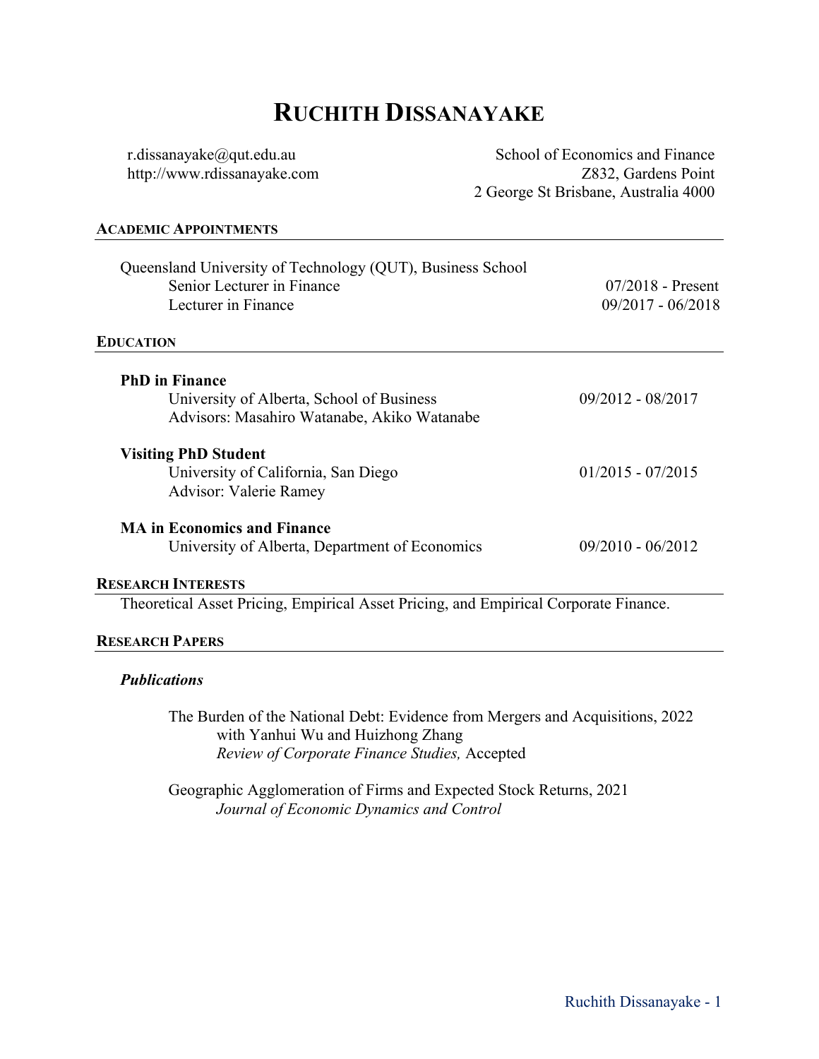# RUCHITH DISSANAYAKE

r.dissanayake@qut.edu.au
http://www.rdissanayake.com

School of Economics and Finance
Z832, Gardens Point
2 George St Brisbane, Australia 4000

## ACADEMIC APPOINTMENTS

Queensland University of Technology (QUT), Business School
- Senior Lecturer in Finance — 07/2018 - Present
- Lecturer in Finance — 09/2017 - 06/2018

## EDUCATION

**PhD in Finance**
University of Alberta, School of Business — 09/2012 - 08/2017
Advisors: Masahiro Watanabe, Akiko Watanabe

**Visiting PhD Student**
University of California, San Diego — 01/2015 - 07/2015
Advisor: Valerie Ramey

**MA in Economics and Finance**
University of Alberta, Department of Economics — 09/2010 - 06/2012

## RESEARCH INTERESTS

Theoretical Asset Pricing, Empirical Asset Pricing, and Empirical Corporate Finance.

## RESEARCH PAPERS

### *Publications*

The Burden of the National Debt: Evidence from Mergers and Acquisitions, 2022
with Yanhui Wu and Huizhong Zhang
*Review of Corporate Finance Studies,* Accepted

Geographic Agglomeration of Firms and Expected Stock Returns, 2021
*Journal of Economic Dynamics and Control*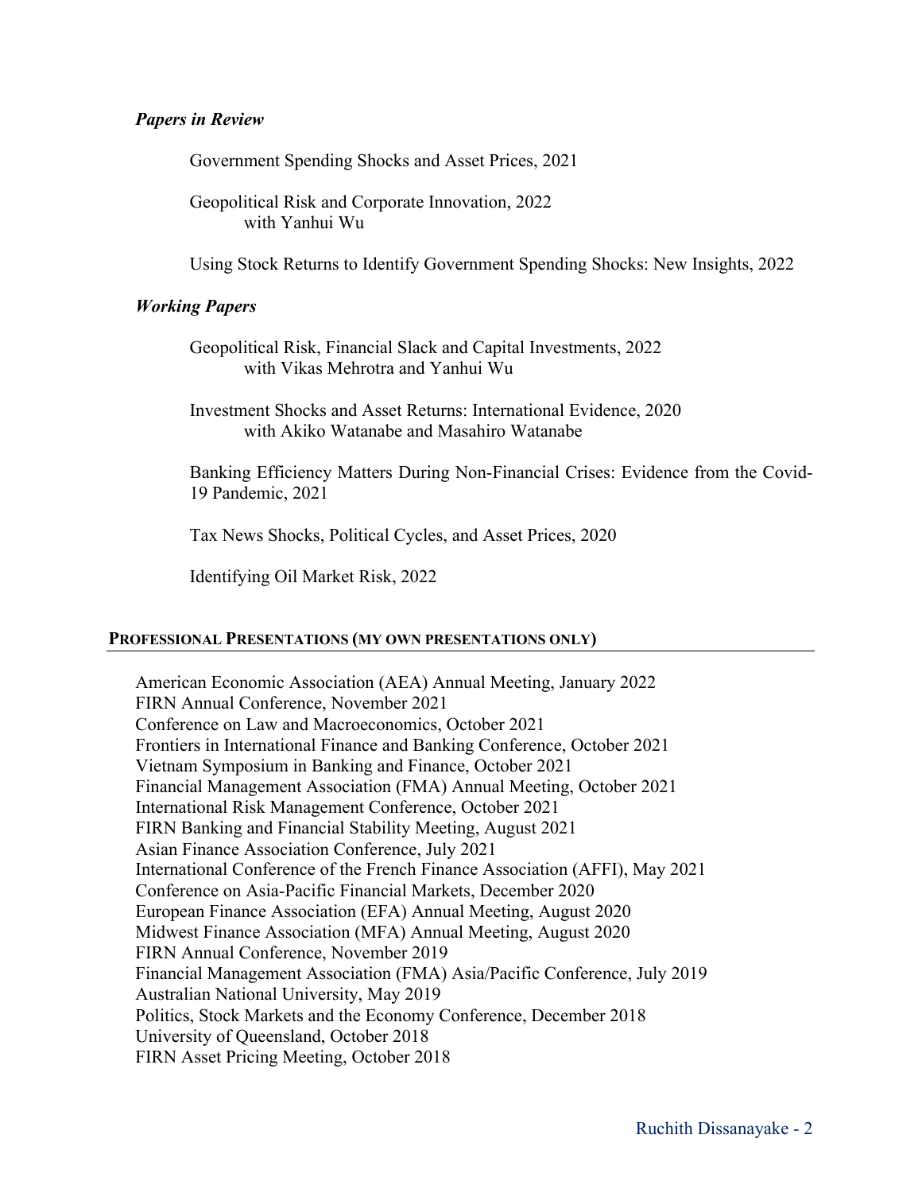### *Papers in Review*

Government Spending Shocks and Asset Prices, 2021

Geopolitical Risk and Corporate Innovation, 2022
with Yanhui Wu

Using Stock Returns to Identify Government Spending Shocks: New Insights, 2022

### *Working Papers*

Geopolitical Risk, Financial Slack and Capital Investments, 2022
with Vikas Mehrotra and Yanhui Wu

Investment Shocks and Asset Returns: International Evidence, 2020
with Akiko Watanabe and Masahiro Watanabe

Banking Efficiency Matters During Non-Financial Crises: Evidence from the Covid-19 Pandemic, 2021

Tax News Shocks, Political Cycles, and Asset Prices, 2020

Identifying Oil Market Risk, 2022

## PROFESSIONAL PRESENTATIONS (MY OWN PRESENTATIONS ONLY)

American Economic Association (AEA) Annual Meeting, January 2022
FIRN Annual Conference, November 2021
Conference on Law and Macroeconomics, October 2021
Frontiers in International Finance and Banking Conference, October 2021
Vietnam Symposium in Banking and Finance, October 2021
Financial Management Association (FMA) Annual Meeting, October 2021
International Risk Management Conference, October 2021
FIRN Banking and Financial Stability Meeting, August 2021
Asian Finance Association Conference, July 2021
International Conference of the French Finance Association (AFFI), May 2021
Conference on Asia-Pacific Financial Markets, December 2020
European Finance Association (EFA) Annual Meeting, August 2020
Midwest Finance Association (MFA) Annual Meeting, August 2020
FIRN Annual Conference, November 2019
Financial Management Association (FMA) Asia/Pacific Conference, July 2019
Australian National University, May 2019
Politics, Stock Markets and the Economy Conference, December 2018
University of Queensland, October 2018
FIRN Asset Pricing Meeting, October 2018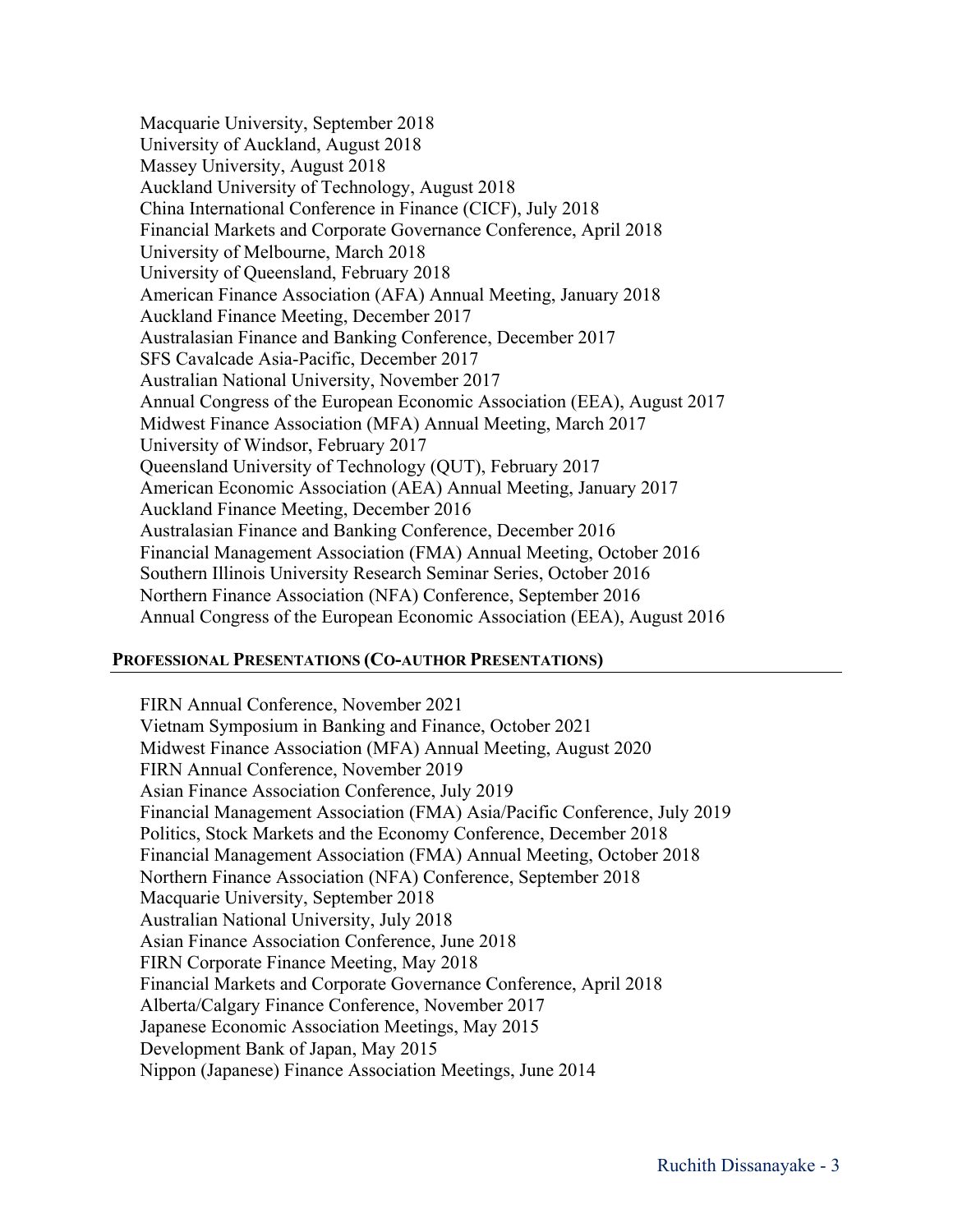Macquarie University, September 2018
University of Auckland, August 2018
Massey University, August 2018
Auckland University of Technology, August 2018
China International Conference in Finance (CICF), July 2018
Financial Markets and Corporate Governance Conference, April 2018
University of Melbourne, March 2018
University of Queensland, February 2018
American Finance Association (AFA) Annual Meeting, January 2018
Auckland Finance Meeting, December 2017
Australasian Finance and Banking Conference, December 2017
SFS Cavalcade Asia-Pacific, December 2017
Australian National University, November 2017
Annual Congress of the European Economic Association (EEA), August 2017
Midwest Finance Association (MFA) Annual Meeting, March 2017
University of Windsor, February 2017
Queensland University of Technology (QUT), February 2017
American Economic Association (AEA) Annual Meeting, January 2017
Auckland Finance Meeting, December 2016
Australasian Finance and Banking Conference, December 2016
Financial Management Association (FMA) Annual Meeting, October 2016
Southern Illinois University Research Seminar Series, October 2016
Northern Finance Association (NFA) Conference, September 2016
Annual Congress of the European Economic Association (EEA), August 2016

## PROFESSIONAL PRESENTATIONS (CO-AUTHOR PRESENTATIONS)

FIRN Annual Conference, November 2021
Vietnam Symposium in Banking and Finance, October 2021
Midwest Finance Association (MFA) Annual Meeting, August 2020
FIRN Annual Conference, November 2019
Asian Finance Association Conference, July 2019
Financial Management Association (FMA) Asia/Pacific Conference, July 2019
Politics, Stock Markets and the Economy Conference, December 2018
Financial Management Association (FMA) Annual Meeting, October 2018
Northern Finance Association (NFA) Conference, September 2018
Macquarie University, September 2018
Australian National University, July 2018
Asian Finance Association Conference, June 2018
FIRN Corporate Finance Meeting, May 2018
Financial Markets and Corporate Governance Conference, April 2018
Alberta/Calgary Finance Conference, November 2017
Japanese Economic Association Meetings, May 2015
Development Bank of Japan, May 2015
Nippon (Japanese) Finance Association Meetings, June 2014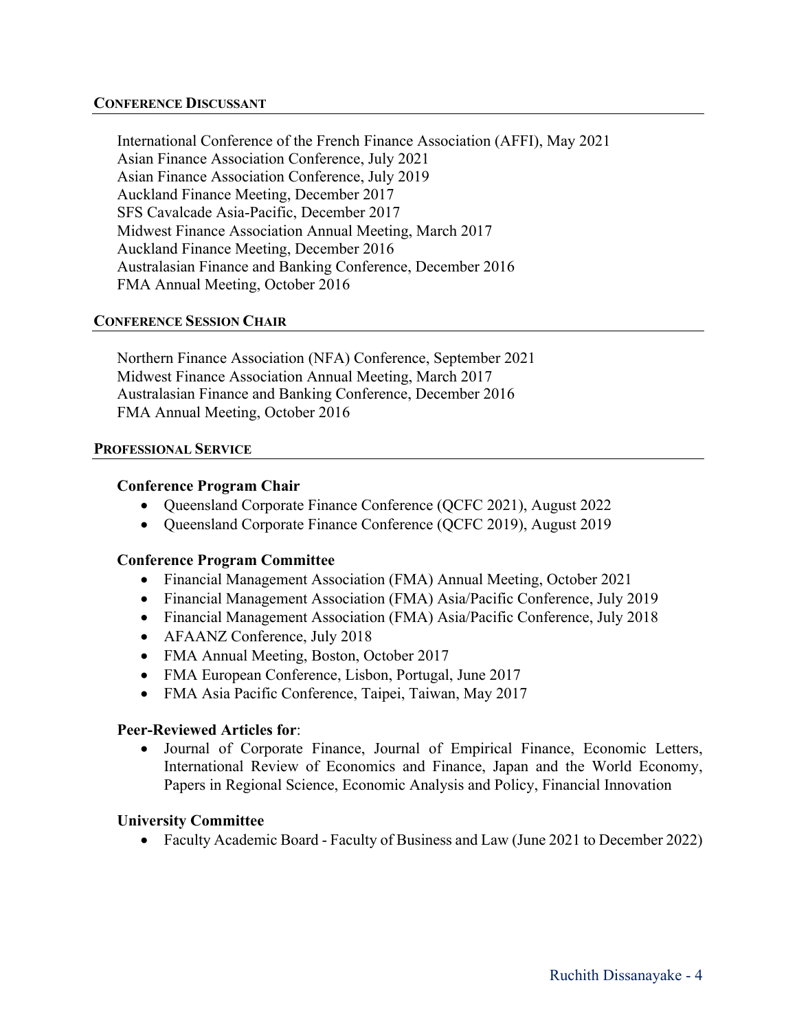## CONFERENCE DISCUSSANT

International Conference of the French Finance Association (AFFI), May 2021
Asian Finance Association Conference, July 2021
Asian Finance Association Conference, July 2019
Auckland Finance Meeting, December 2017
SFS Cavalcade Asia-Pacific, December 2017
Midwest Finance Association Annual Meeting, March 2017
Auckland Finance Meeting, December 2016
Australasian Finance and Banking Conference, December 2016
FMA Annual Meeting, October 2016

## CONFERENCE SESSION CHAIR

Northern Finance Association (NFA) Conference, September 2021
Midwest Finance Association Annual Meeting, March 2017
Australasian Finance and Banking Conference, December 2016
FMA Annual Meeting, October 2016

## PROFESSIONAL SERVICE

**Conference Program Chair**

- Queensland Corporate Finance Conference (QCFC 2021), August 2022
- Queensland Corporate Finance Conference (QCFC 2019), August 2019

**Conference Program Committee**

- Financial Management Association (FMA) Annual Meeting, October 2021
- Financial Management Association (FMA) Asia/Pacific Conference, July 2019
- Financial Management Association (FMA) Asia/Pacific Conference, July 2018
- AFAANZ Conference, July 2018
- FMA Annual Meeting, Boston, October 2017
- FMA European Conference, Lisbon, Portugal, June 2017
- FMA Asia Pacific Conference, Taipei, Taiwan, May 2017

**Peer-Reviewed Articles for**:

- Journal of Corporate Finance, Journal of Empirical Finance, Economic Letters, International Review of Economics and Finance, Japan and the World Economy, Papers in Regional Science, Economic Analysis and Policy, Financial Innovation

**University Committee**

- Faculty Academic Board - Faculty of Business and Law (June 2021 to December 2022)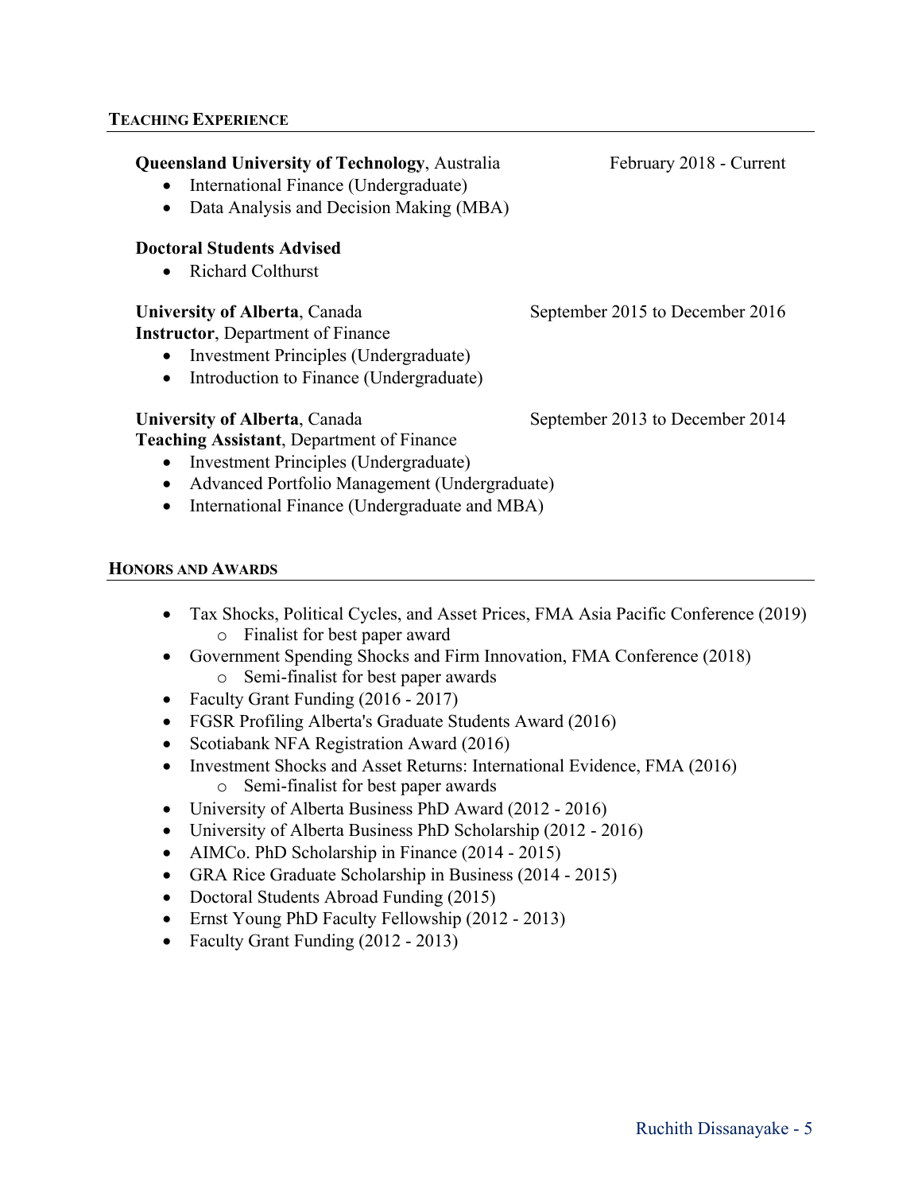## TEACHING EXPERIENCE

**Queensland University of Technology**, Australia — February 2018 - Current

- International Finance (Undergraduate)
- Data Analysis and Decision Making (MBA)

**Doctoral Students Advised**

- Richard Colthurst

**University of Alberta**, Canada — September 2015 to December 2016
**Instructor**, Department of Finance

- Investment Principles (Undergraduate)
- Introduction to Finance (Undergraduate)

**University of Alberta**, Canada — September 2013 to December 2014
**Teaching Assistant**, Department of Finance

- Investment Principles (Undergraduate)
- Advanced Portfolio Management (Undergraduate)
- International Finance (Undergraduate and MBA)

## HONORS AND AWARDS

- Tax Shocks, Political Cycles, and Asset Prices, FMA Asia Pacific Conference (2019)
  - Finalist for best paper award
- Government Spending Shocks and Firm Innovation, FMA Conference (2018)
  - Semi-finalist for best paper awards
- Faculty Grant Funding (2016 - 2017)
- FGSR Profiling Alberta's Graduate Students Award (2016)
- Scotiabank NFA Registration Award (2016)
- Investment Shocks and Asset Returns: International Evidence, FMA (2016)
  - Semi-finalist for best paper awards
- University of Alberta Business PhD Award (2012 - 2016)
- University of Alberta Business PhD Scholarship (2012 - 2016)
- AIMCo. PhD Scholarship in Finance (2014 - 2015)
- GRA Rice Graduate Scholarship in Business (2014 - 2015)
- Doctoral Students Abroad Funding (2015)
- Ernst Young PhD Faculty Fellowship (2012 - 2013)
- Faculty Grant Funding (2012 - 2013)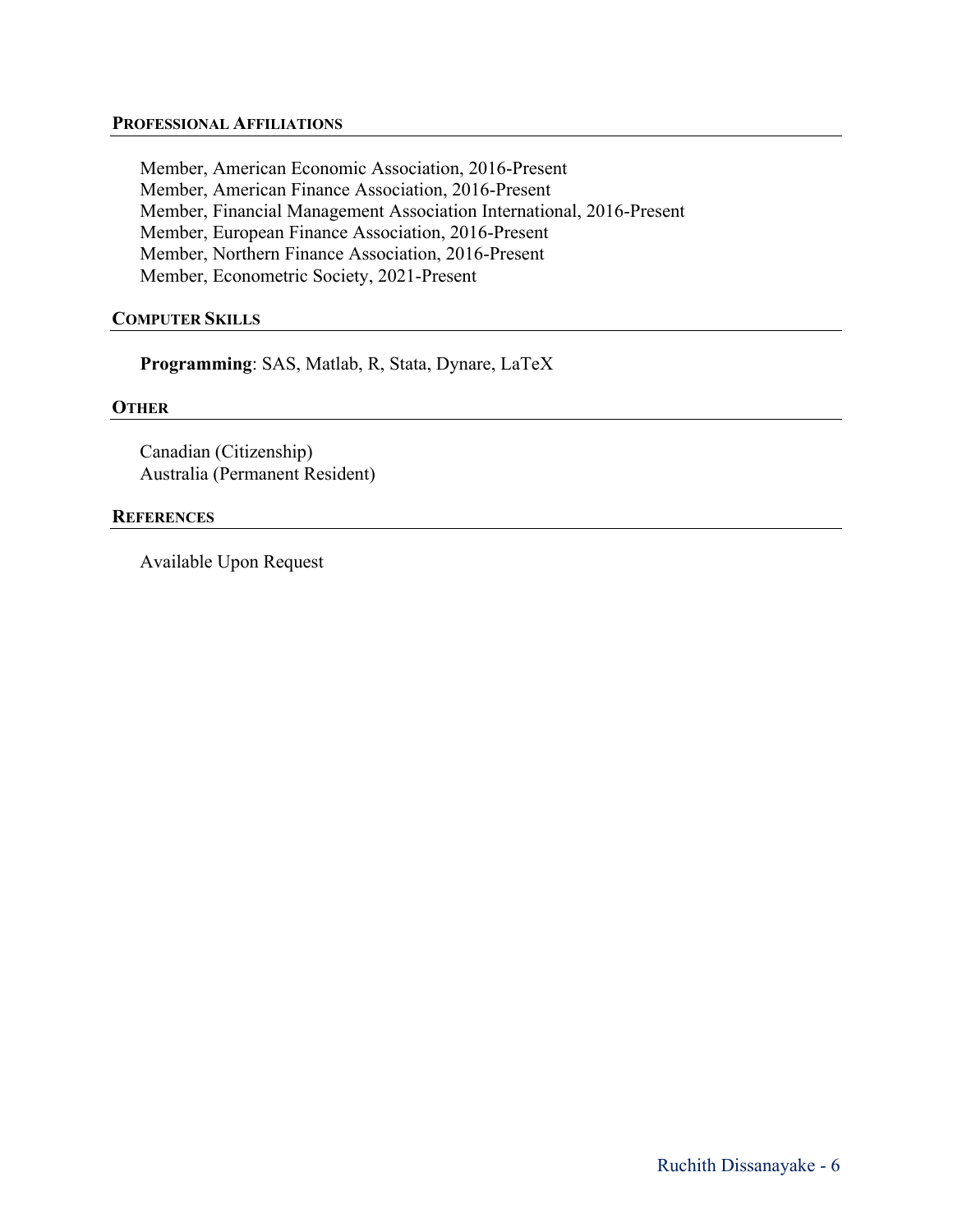## PROFESSIONAL AFFILIATIONS

Member, American Economic Association, 2016-Present
Member, American Finance Association, 2016-Present
Member, Financial Management Association International, 2016-Present
Member, European Finance Association, 2016-Present
Member, Northern Finance Association, 2016-Present
Member, Econometric Society, 2021-Present

## COMPUTER SKILLS

**Programming**: SAS, Matlab, R, Stata, Dynare, LaTeX

## OTHER

Canadian (Citizenship)
Australia (Permanent Resident)

## REFERENCES

Available Upon Request